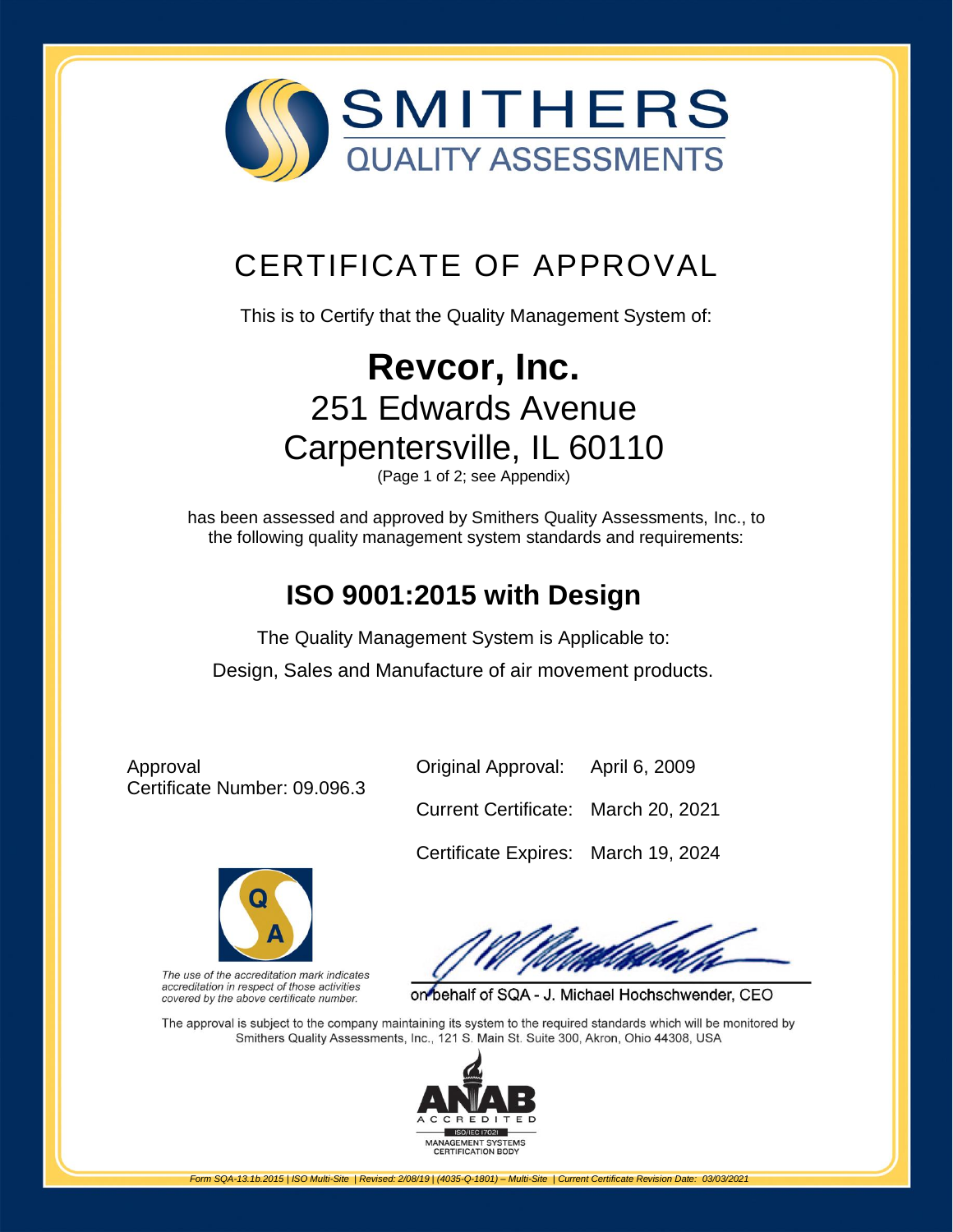# SMITHERS

QUALITY ASSESSMENTS

## CERTIFICATE OF APPROVAL

This is to Certify that the Quality Management System of:

# Revcor, Inc.

251 Edwards Avenue
Carpentersville, IL 60110
(Page 1 of 2; see Appendix)

has been assessed and approved by Smithers Quality Assessments, Inc., to the following quality management system standards and requirements:

## ISO 9001:2015 with Design

The Quality Management System is Applicable to:

Design, Sales and Manufacture of air movement products.

Approval
Certificate Number: 09.096.3

| | |
|---|---|
| Original Approval: | April 6, 2009 |
| Current Certificate: | March 20, 2021 |
| Certificate Expires: | March 19, 2024 |

*The use of the accreditation mark indicates accreditation in respect of those activities covered by the above certificate number.*

on behalf of SQA - J. Michael Hochschwender, CEO

The approval is subject to the company maintaining its system to the required standards which will be monitored by Smithers Quality Assessments, Inc., 121 S. Main St. Suite 300, Akron, Ohio 44308, USA

ANAB ACCREDITED
ISO/IEC 17021
MANAGEMENT SYSTEMS CERTIFICATION BODY

*Form SQA-13.1b.2015 | ISO Multi-Site | Revised: 2/08/19 | (4035-Q-1801) – Multi-Site | Current Certificate Revision Date: 03/03/2021*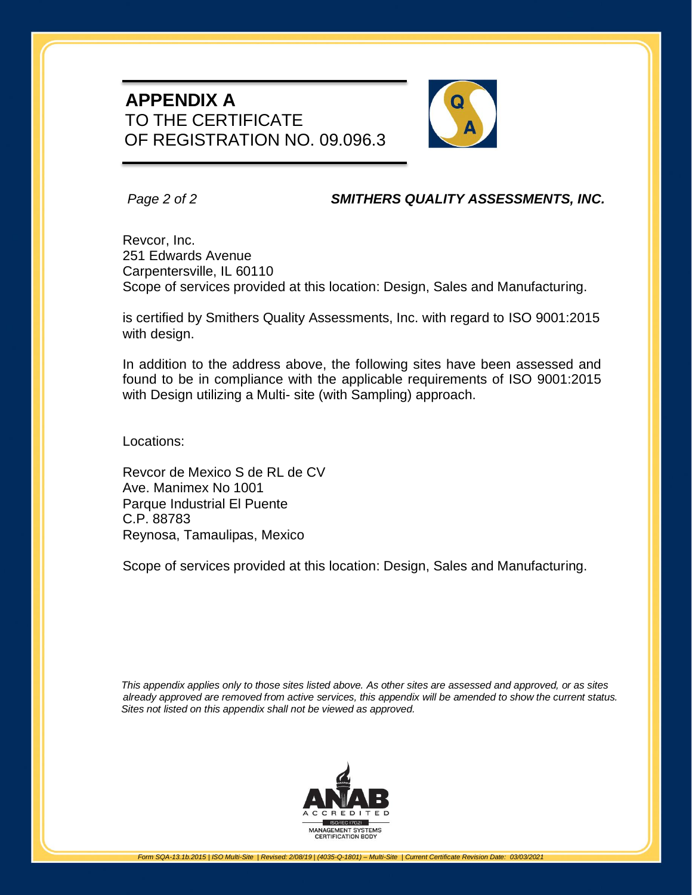# APPENDIX A
TO THE CERTIFICATE
OF REGISTRATION NO. 09.096.3

*Page 2 of 2* ***SMITHERS QUALITY ASSESSMENTS, INC.***

Revcor, Inc.
251 Edwards Avenue
Carpentersville, IL 60110
Scope of services provided at this location: Design, Sales and Manufacturing.

is certified by Smithers Quality Assessments, Inc. with regard to ISO 9001:2015 with design.

In addition to the address above, the following sites have been assessed and found to be in compliance with the applicable requirements of ISO 9001:2015 with Design utilizing a Multi- site (with Sampling) approach.

Locations:

Revcor de Mexico S de RL de CV
Ave. Manimex No 1001
Parque Industrial El Puente
C.P. 88783
Reynosa, Tamaulipas, Mexico

Scope of services provided at this location: Design, Sales and Manufacturing.

*This appendix applies only to those sites listed above. As other sites are assessed and approved, or as sites already approved are removed from active services, this appendix will be amended to show the current status. Sites not listed on this appendix shall not be viewed as approved.*

ANAB ACCREDITED
ISO/IEC 17021
MANAGEMENT SYSTEMS CERTIFICATION BODY

*Form SQA-13.1b.2015 | ISO Multi-Site | Revised: 2/08/19 | (4035-Q-1801) – Multi-Site | Current Certificate Revision Date: 03/03/2021*